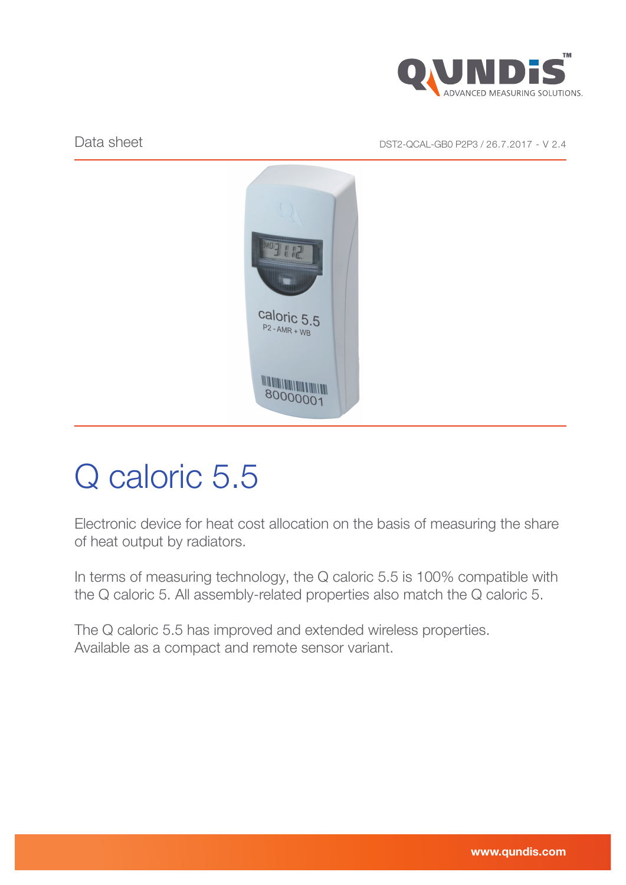Data sheet

DST2-QCAL-GB0 P2P3 / 26.7.2017 - V 2.4

# Q caloric 5.5

Electronic device for heat cost allocation on the basis of measuring the share of heat output by radiators.

In terms of measuring technology, the Q caloric 5.5 is 100% compatible with the Q caloric 5. All assembly-related properties also match the Q caloric 5.

The Q caloric 5.5 has improved and extended wireless properties.
Available as a compact and remote sensor variant.

www.qundis.com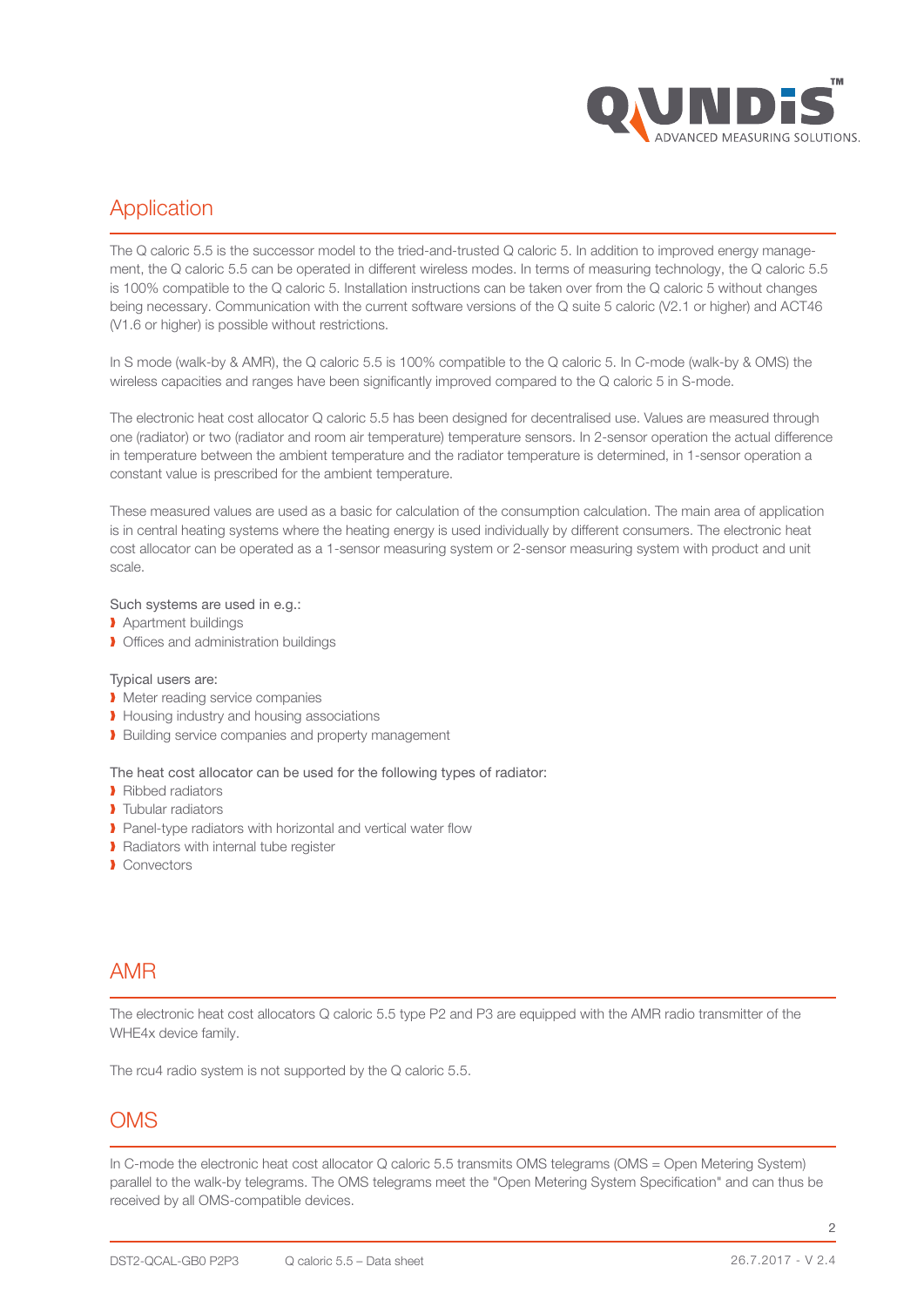## Application

The Q caloric 5.5 is the successor model to the tried-and-trusted Q caloric 5. In addition to improved energy management, the Q caloric 5.5 can be operated in different wireless modes. In terms of measuring technology, the Q caloric 5.5 is 100% compatible to the Q caloric 5. Installation instructions can be taken over from the Q caloric 5 without changes being necessary. Communication with the current software versions of the Q suite 5 caloric (V2.1 or higher) and ACT46 (V1.6 or higher) is possible without restrictions.

In S mode (walk-by & AMR), the Q caloric 5.5 is 100% compatible to the Q caloric 5. In C-mode (walk-by & OMS) the wireless capacities and ranges have been significantly improved compared to the Q caloric 5 in S-mode.

The electronic heat cost allocator Q caloric 5.5 has been designed for decentralised use. Values are measured through one (radiator) or two (radiator and room air temperature) temperature sensors. In 2-sensor operation the actual difference in temperature between the ambient temperature and the radiator temperature is determined, in 1-sensor operation a constant value is prescribed for the ambient temperature.

These measured values are used as a basic for calculation of the consumption calculation. The main area of application is in central heating systems where the heating energy is used individually by different consumers. The electronic heat cost allocator can be operated as a 1-sensor measuring system or 2-sensor measuring system with product and unit scale.

Such systems are used in e.g.:

- Apartment buildings
- Offices and administration buildings

Typical users are:

- Meter reading service companies
- Housing industry and housing associations
- Building service companies and property management

The heat cost allocator can be used for the following types of radiator:

- Ribbed radiators
- Tubular radiators
- Panel-type radiators with horizontal and vertical water flow
- Radiators with internal tube register
- Convectors

## AMR

The electronic heat cost allocators Q caloric 5.5 type P2 and P3 are equipped with the AMR radio transmitter of the WHE4x device family.

The rcu4 radio system is not supported by the Q caloric 5.5.

## OMS

In C-mode the electronic heat cost allocator Q caloric 5.5 transmits OMS telegrams (OMS = Open Metering System) parallel to the walk-by telegrams. The OMS telegrams meet the "Open Metering System Specification" and can thus be received by all OMS-compatible devices.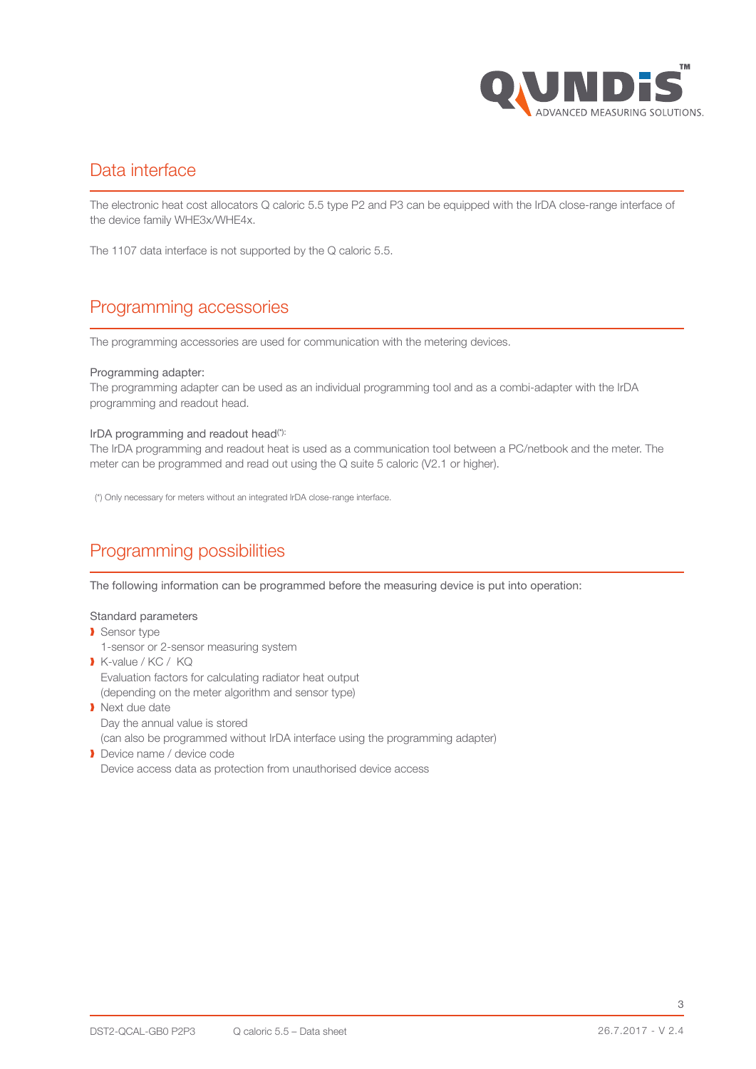## Data interface

The electronic heat cost allocators Q caloric 5.5 type P2 and P3 can be equipped with the IrDA close-range interface of the device family WHE3x/WHE4x.

The 1107 data interface is not supported by the Q caloric 5.5.

## Programming accessories

The programming accessories are used for communication with the metering devices.

Programming adapter:
The programming adapter can be used as an individual programming tool and as a combi-adapter with the IrDA programming and readout head.

IrDA programming and readout head(*):
The IrDA programming and readout heat is used as a communication tool between a PC/netbook and the meter. The meter can be programmed and read out using the Q suite 5 caloric (V2.1 or higher).

(*) Only necessary for meters without an integrated IrDA close-range interface.

## Programming possibilities

The following information can be programmed before the measuring device is put into operation:

Standard parameters

- Sensor type
  1-sensor or 2-sensor measuring system
- K-value / KC / KQ
  Evaluation factors for calculating radiator heat output
  (depending on the meter algorithm and sensor type)
- Next due date
  Day the annual value is stored
  (can also be programmed without IrDA interface using the programming adapter)
- Device name / device code
  Device access data as protection from unauthorised device access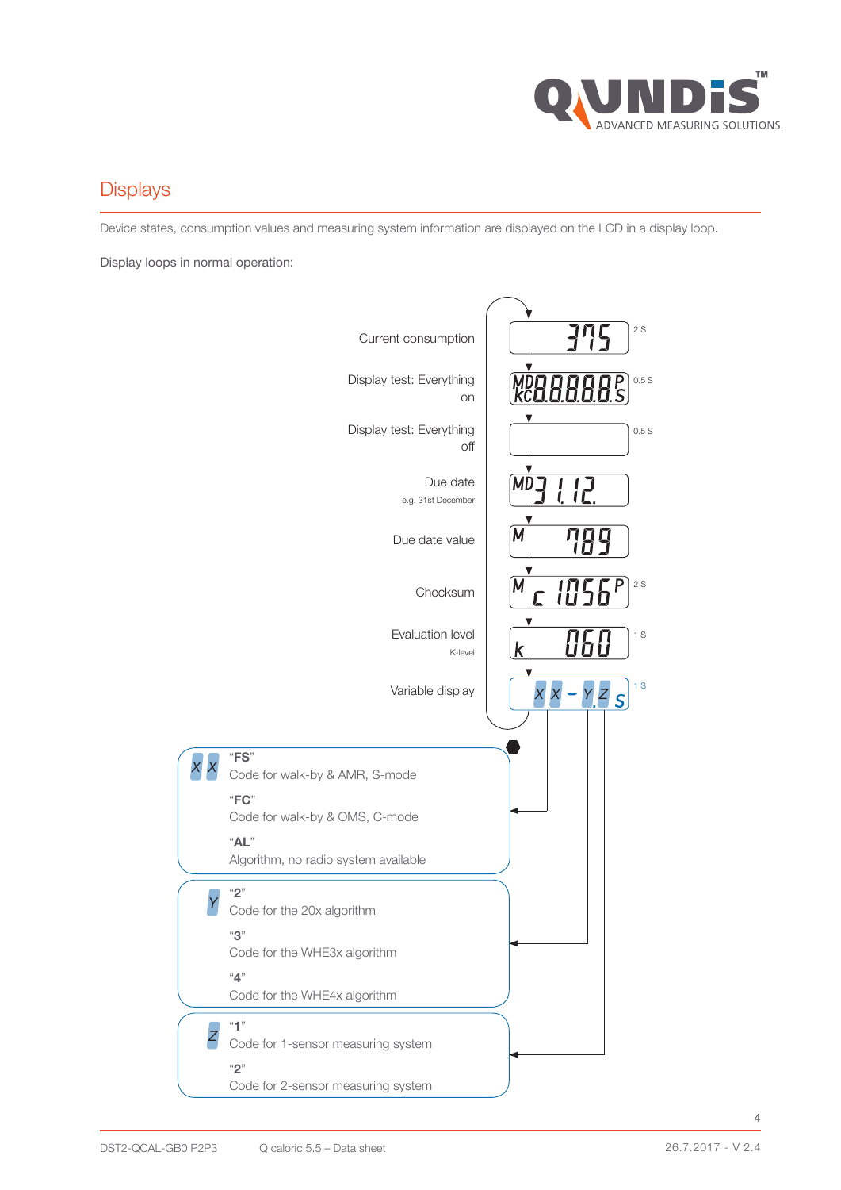# Displays

Device states, consumption values and measuring system information are displayed on the LCD in a display loop.

Display loops in normal operation:

| Display | LCD | Duration |
|---|---|---|
| Current consumption | 375 | 2 S |
| Display test: Everything on | MD KC 8.8.8.8.8.8 P S | 0.5 S |
| Display test: Everything off | | 0.5 S |
| Due date (e.g. 31st December) | MD 31.12. | |
| Due date value | M 789 | |
| Checksum | M c 1056 P | 2 S |
| Evaluation level (K-level) | k 060 | 1 S |
| Variable display | X X - Y.Z S | 1 S |

**X X**

"**FS**"
Code for walk-by & AMR, S-mode

"**FC**"
Code for walk-by & OMS, C-mode

"**AL**"
Algorithm, no radio system available

**Y**

"**2**"
Code for the 20x algorithm

"**3**"
Code for the WHE3x algorithm

"**4**"
Code for the WHE4x algorithm

**Z**

"**1**"
Code for 1-sensor measuring system

"**2**"
Code for 2-sensor measuring system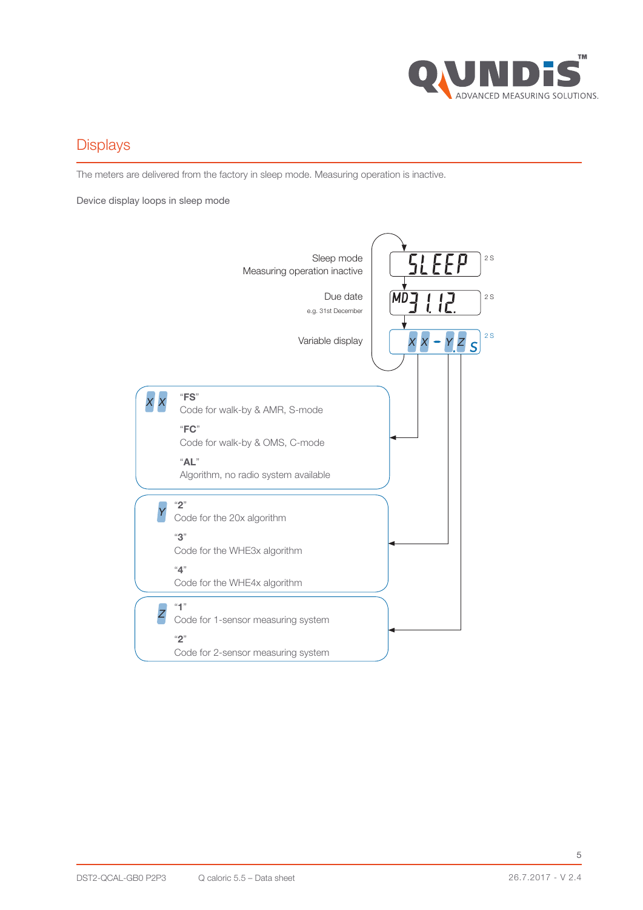# Displays

The meters are delivered from the factory in sleep mode. Measuring operation is inactive.

Device display loops in sleep mode

Sleep mode
Measuring operation inactive

SLEEP — 2 s

Due date
e.g. 31st December

MD 31.12. — 2 s

Variable display

XX - YZ S — 2 s

**XX**

"**FS**"
Code for walk-by & AMR, S-mode

"**FC**"
Code for walk-by & OMS, C-mode

"**AL**"
Algorithm, no radio system available

**Y**

"**2**"
Code for the 20x algorithm

"**3**"
Code for the WHE3x algorithm

"**4**"
Code for the WHE4x algorithm

**Z**

"**1**"
Code for 1-sensor measuring system

"**2**"
Code for 2-sensor measuring system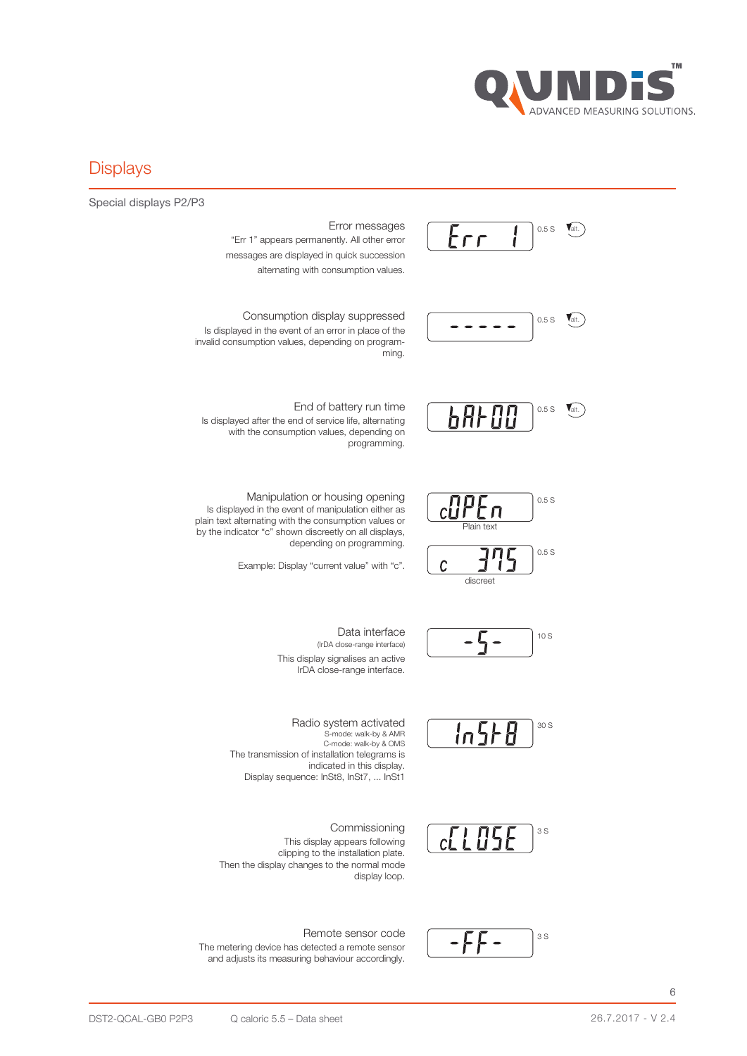## Displays

Special displays P2/P3

| Description | Display | Duration | |
|---|---|---|---|
| **Error messages**<br>"Err 1" appears permanently. All other error messages are displayed in quick succession alternating with consumption values. | Err 1 | 0.5 S | alt. |
| **Consumption display suppressed**<br>Is displayed in the event of an error in place of the invalid consumption values, depending on programming. | - - - - - | 0.5 S | alt. |
| **End of battery run time**<br>Is displayed after the end of service life, alternating with the consumption values, depending on programming. | bAt 00 | 0.5 S | alt. |
| **Manipulation or housing opening**<br>Is displayed in the event of manipulation either as plain text alternating with the consumption values or by the indicator "c" shown discreetly on all displays, depending on programming.<br><br>Example: Display "current value" with "c". | cOPEn<br>Plain text<br><br>c 375<br>discreet | 0.5 S<br><br><br>0.5 S | |
| **Data interface**<br>(IrDA close-range interface)<br>This display signalises an active IrDA close-range interface. | -5- | 10 S | |
| **Radio system activated**<br>S-mode: walk-by & AMR<br>C-mode: walk-by & OMS<br>The transmission of installation telegrams is indicated in this display.<br>Display sequence: InSt8, InSt7, ... InSt1 | InSt8 | 30 S | |
| **Commissioning**<br>This display appears following clipping to the installation plate.<br>Then the display changes to the normal mode display loop. | cLOSE | 3 S | |
| **Remote sensor code**<br>The metering device has detected a remote sensor and adjusts its measuring behaviour accordingly. | -FF- | 3 S | |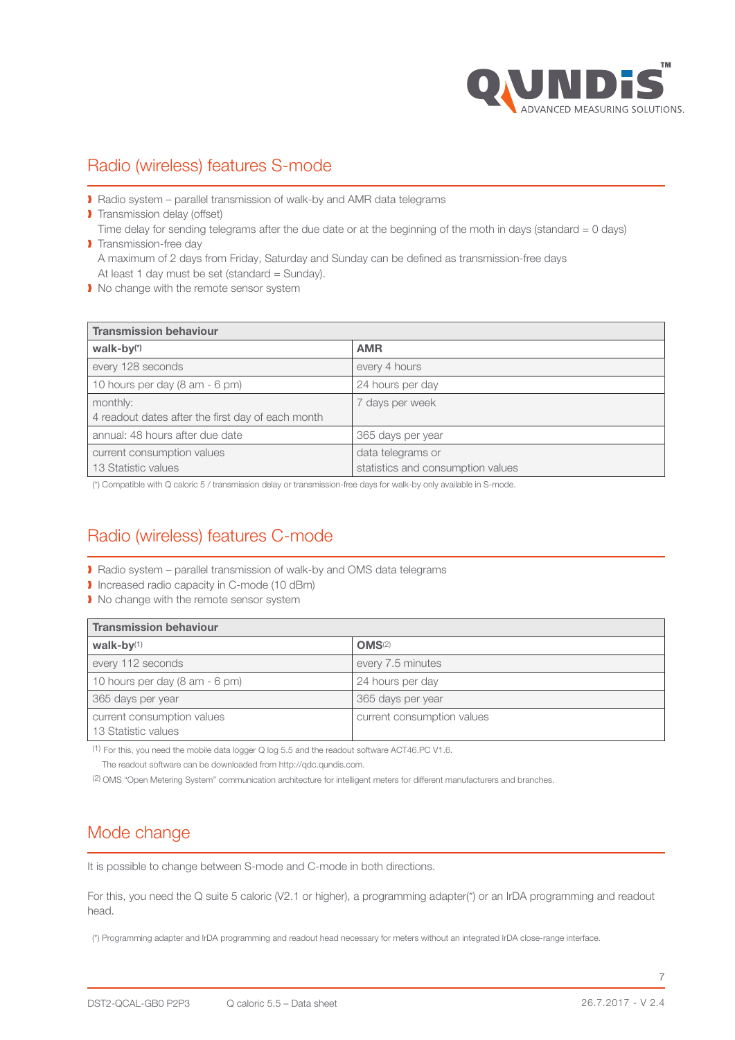## Radio (wireless) features S-mode

- Radio system – parallel transmission of walk-by and AMR data telegrams
- Transmission delay (offset)
  Time delay for sending telegrams after the due date or at the beginning of the moth in days (standard = 0 days)
- Transmission-free day
  A maximum of 2 days from Friday, Saturday and Sunday can be defined as transmission-free days
  At least 1 day must be set (standard = Sunday).
- No change with the remote sensor system

| Transmission behaviour | |
|---|---|
| **walk-by**(*) | **AMR** |
| every 128 seconds | every 4 hours |
| 10 hours per day (8 am - 6 pm) | 24 hours per day |
| monthly:<br>4 readout dates after the first day of each month | 7 days per week |
| annual: 48 hours after due date | 365 days per year |
| current consumption values<br>13 Statistic values | data telegrams or<br>statistics and consumption values |

(*) Compatible with Q caloric 5 / transmission delay or transmission-free days for walk-by only available in S-mode.

## Radio (wireless) features C-mode

- Radio system – parallel transmission of walk-by and OMS data telegrams
- Increased radio capacity in C-mode (10 dBm)
- No change with the remote sensor system

| Transmission behaviour | |
|---|---|
| **walk-by**(1) | **OMS**(2) |
| every 112 seconds | every 7.5 minutes |
| 10 hours per day (8 am - 6 pm) | 24 hours per day |
| 365 days per year | 365 days per year |
| current consumption values<br>13 Statistic values | current consumption values |

(1) For this, you need the mobile data logger Q log 5.5 and the readout software ACT46.PC V1.6.
The readout software can be downloaded from http://qdc.qundis.com.

(2) OMS "Open Metering System" communication architecture for intelligent meters for different manufacturers and branches.

## Mode change

It is possible to change between S-mode and C-mode in both directions.

For this, you need the Q suite 5 caloric (V2.1 or higher), a programming adapter(*) or an IrDA programming and readout head.

(*) Programming adapter and IrDA programming and readout head necessary for meters without an integrated IrDA close-range interface.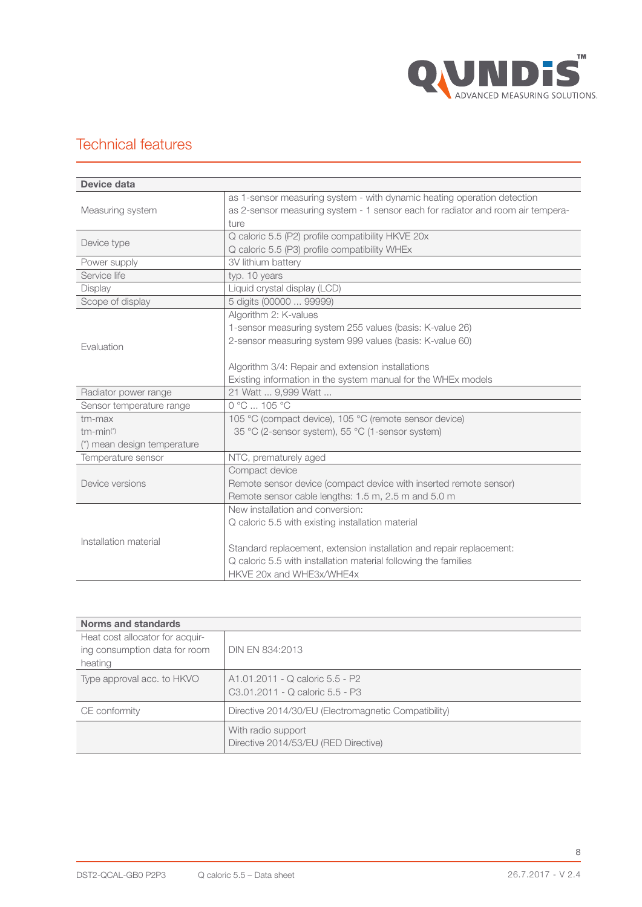## Technical features

| Device data | |
|---|---|
| Measuring system | as 1-sensor measuring system - with dynamic heating operation detection<br>as 2-sensor measuring system - 1 sensor each for radiator and room air temperature |
| Device type | Q caloric 5.5 (P2) profile compatibility HKVE 20x<br>Q caloric 5.5 (P3) profile compatibility WHEx |
| Power supply | 3V lithium battery |
| Service life | typ. 10 years |
| Display | Liquid crystal display (LCD) |
| Scope of display | 5 digits (00000 ... 99999) |
| Evaluation | Algorithm 2: K-values<br>1-sensor measuring system 255 values (basis: K-value 26)<br>2-sensor measuring system 999 values (basis: K-value 60)<br><br>Algorithm 3/4: Repair and extension installations<br>Existing information in the system manual for the WHEx models |
| Radiator power range | 21 Watt ... 9,999 Watt ... |
| Sensor temperature range | 0 °C ... 105 °C |
| tm-max<br>tm-min(*)<br>(*) mean design temperature | 105 °C (compact device), 105 °C (remote sensor device)<br>35 °C (2-sensor system), 55 °C (1-sensor system) |
| Temperature sensor | NTC, prematurely aged |
| Device versions | Compact device<br>Remote sensor device (compact device with inserted remote sensor)<br>Remote sensor cable lengths: 1.5 m, 2.5 m and 5.0 m |
| Installation material | New installation and conversion:<br>Q caloric 5.5 with existing installation material<br><br>Standard replacement, extension installation and repair replacement:<br>Q caloric 5.5 with installation material following the families<br>HKVE 20x and WHE3x/WHE4x |

| Norms and standards | |
|---|---|
| Heat cost allocator for acquiring consumption data for room heating | DIN EN 834:2013 |
| Type approval acc. to HKVO | A1.01.2011 - Q caloric 5.5 - P2<br>C3.01.2011 - Q caloric 5.5 - P3 |
| CE conformity | Directive 2014/30/EU (Electromagnetic Compatibility) |
| | With radio support<br>Directive 2014/53/EU (RED Directive) |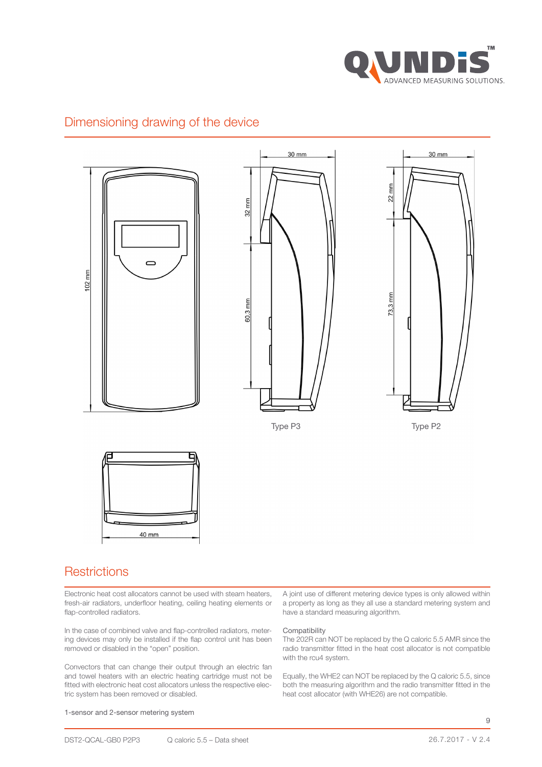## Dimensioning drawing of the device

102 mm

30 mm

32 mm

60,3 mm

Type P3

30 mm

22 mm

73,3 mm

Type P2

40 mm

## Restrictions

Electronic heat cost allocators cannot be used with steam heaters, fresh-air radiators, underfloor heating, ceiling heating elements or flap-controlled radiators.

In the case of combined valve and flap-controlled radiators, metering devices may only be installed if the flap control unit has been removed or disabled in the "open" position.

Convectors that can change their output through an electric fan and towel heaters with an electric heating cartridge must not be fitted with electronic heat cost allocators unless the respective electric system has been removed or disabled.

1-sensor and 2-sensor metering system

A joint use of different metering device types is only allowed within a property as long as they all use a standard metering system and have a standard measuring algorithm.

Compatibility

The 202R can NOT be replaced by the Q caloric 5.5 AMR since the radio transmitter fitted in the heat cost allocator is not compatible with the rcu4 system.

Equally, the WHE2 can NOT be replaced by the Q caloric 5.5, since both the measuring algorithm and the radio transmitter fitted in the heat cost allocator (with WHE26) are not compatible.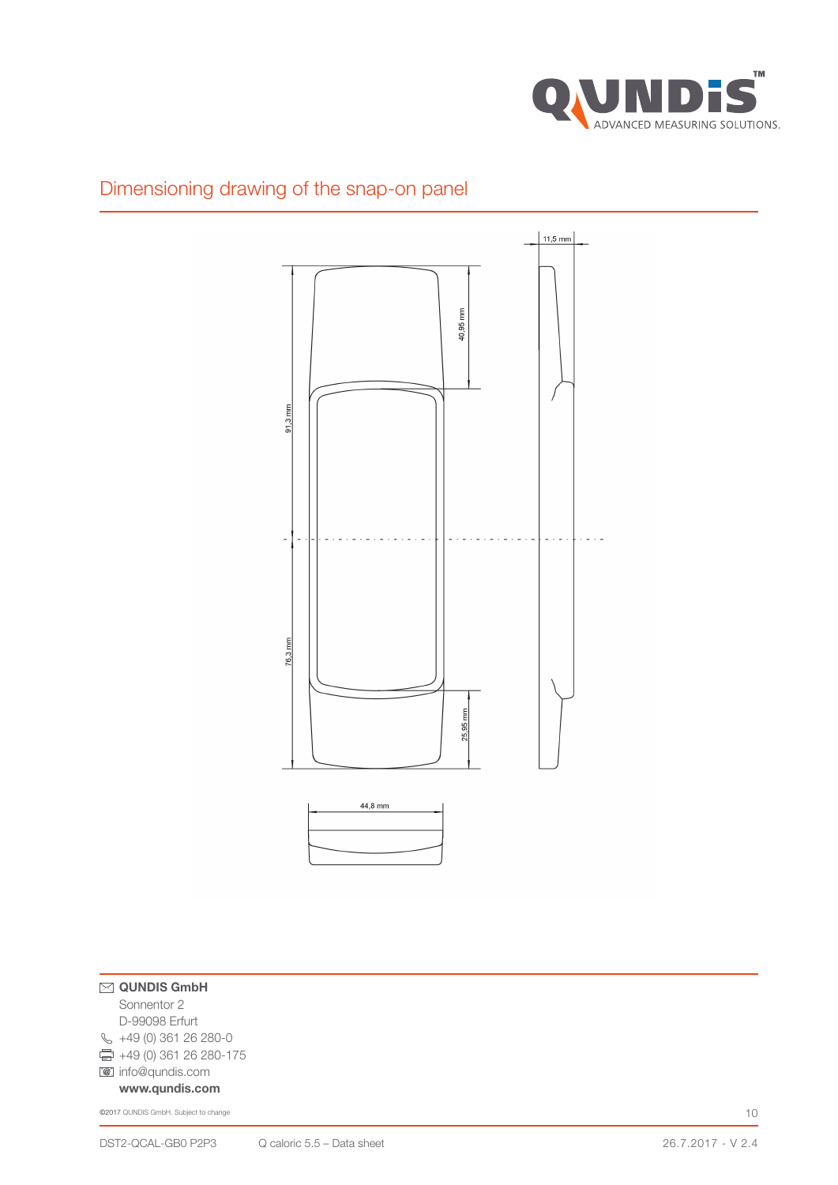## Dimensioning drawing of the snap-on panel

11,5 mm

40,95 mm

91,3 mm

76,3 mm

25,95 mm

44,8 mm

✉ **QUNDIS GmbH**
Sonnentor 2
D-99098 Erfurt
+49 (0) 361 26 280-0
+49 (0) 361 26 280-175
info@qundis.com
**www.qundis.com**

©2017 QUNDIS GmbH. Subject to change